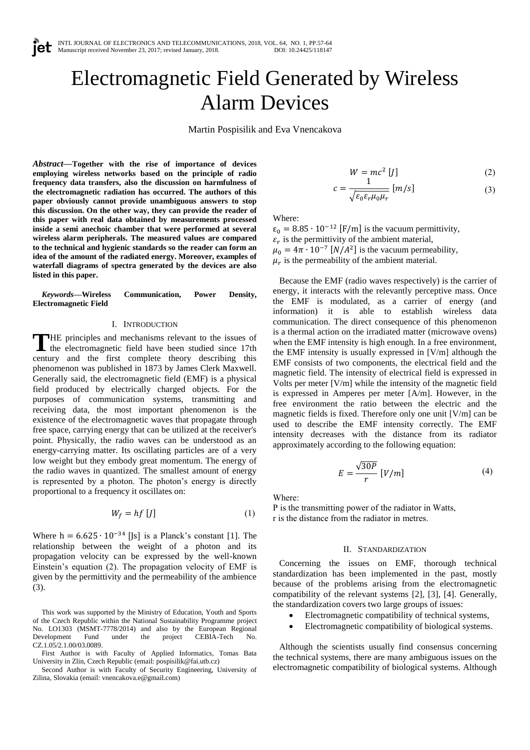# Electromagnetic Field Generated by Wireless Alarm Devices

Martin Pospisilik and Eva Vnencakova

***Abstract*—Together with the rise of importance of devices employing wireless networks based on the principle of radio frequency data transfers, also the discussion on harmfulness of the electromagnetic radiation has occurred. The authors of this paper obviously cannot provide unambiguous answers to stop this discussion. On the other way, they can provide the reader of this paper with real data obtained by measurements processed inside a semi anechoic chamber that were performed at several wireless alarm peripherals. The measured values are compared to the technical and hygienic standards so the reader can form an idea of the amount of the radiated energy. Moreover, examples of waterfall diagrams of spectra generated by the devices are also listed in this paper.**

***Keywords*—Wireless Communication, Power Density, Electromagnetic Field**

## I. Introduction

THE principles and mechanisms relevant to the issues of the electromagnetic field have been studied since 17th century and the first complete theory describing this phenomenon was published in 1873 by James Clerk Maxwell. Generally said, the electromagnetic field (EMF) is a physical field produced by electrically charged objects. For the purposes of communication systems, transmitting and receiving data, the most important phenomenon is the existence of the electromagnetic waves that propagate through free space, carrying energy that can be utilized at the receiver's point. Physically, the radio waves can be understood as an energy-carrying matter. Its oscillating particles are of a very low weight but they embody great momentum. The energy of the radio waves in quantized. The smallest amount of energy is represented by a photon. The photon's energy is directly proportional to a frequency it oscillates on:

$$W_f = hf\ [J] \tag{1}$$

Where $h = 6.625 \cdot 10^{-34}$ [Js] is a Planck's constant [1]. The relationship between the weight of a photon and its propagation velocity can be expressed by the well-known Einstein's equation (2). The propagation velocity of EMF is given by the permittivity and the permeability of the ambience (3).

$$W = mc^2\ [J] \tag{2}$$

$$c = \frac{1}{\sqrt{\varepsilon_0 \varepsilon_r \mu_0 \mu_r}}\ [m/s] \tag{3}$$

Where:
$\varepsilon_0 = 8.85 \cdot 10^{-12}$ [F/m] is the vacuum permittivity,
$\varepsilon_r$ is the permittivity of the ambient material,
$\mu_0 = 4\pi \cdot 10^{-7}$ $[N/A^2]$ is the vacuum permeability,
$\mu_r$ is the permeability of the ambient material.

Because the EMF (radio waves respectively) is the carrier of energy, it interacts with the relevantly perceptive mass. Once the EMF is modulated, as a carrier of energy (and information) it is able to establish wireless data communication. The direct consequence of this phenomenon is a thermal action on the irradiated matter (microwave ovens) when the EMF intensity is high enough. In a free environment, the EMF intensity is usually expressed in [V/m] although the EMF consists of two components, the electrical field and the magnetic field. The intensity of electrical field is expressed in Volts per meter [V/m] while the intensity of the magnetic field is expressed in Amperes per meter [A/m]. However, in the free environment the ratio between the electric and the magnetic fields is fixed. Therefore only one unit [V/m] can be used to describe the EMF intensity correctly. The EMF intensity decreases with the distance from its radiator approximately according to the following equation:

$$E = \frac{\sqrt{30P}}{r}\ [V/m] \tag{4}$$

Where:
P is the transmitting power of the radiator in Watts,
r is the distance from the radiator in metres.

## II. Standardization

Concerning the issues on EMF, thorough technical standardization has been implemented in the past, mostly because of the problems arising from the electromagnetic compatibility of the relevant systems [2], [3], [4]. Generally, the standardization covers two large groups of issues:

- Electromagnetic compatibility of technical systems,
- Electromagnetic compatibility of biological systems.

Although the scientists usually find consensus concerning the technical systems, there are many ambiguous issues on the electromagnetic compatibility of biological systems. Although

This work was supported by the Ministry of Education, Youth and Sports of the Czech Republic within the National Sustainability Programme project No. LO1303 (MSMT-7778/2014) and also by the European Regional Development Fund under the project CEBIA-Tech No. CZ.1.05/2.1.00/03.0089.

First Author is with Faculty of Applied Informatics, Tomas Bata University in Zlin, Czech Republic (email: pospisilik@fai.utb.cz)

Second Author is with Faculty of Security Engineering, University of Zilina, Slovakia (email: vnencakova.e@gmail.com)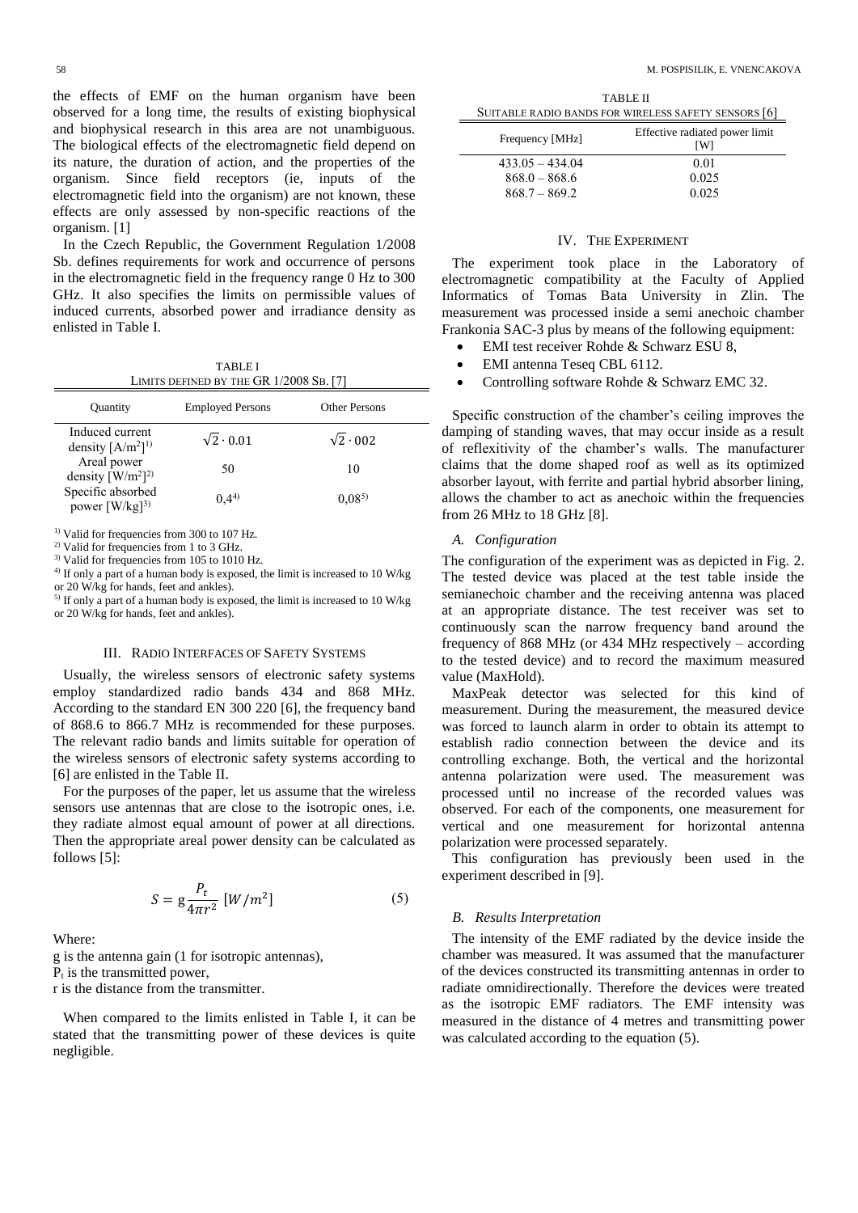the effects of EMF on the human organism have been observed for a long time, the results of existing biophysical and biophysical research in this area are not unambiguous. The biological effects of the electromagnetic field depend on its nature, the duration of action, and the properties of the organism. Since field receptors (ie, inputs of the electromagnetic field into the organism) are not known, these effects are only assessed by non-specific reactions of the organism. [1]

In the Czech Republic, the Government Regulation 1/2008 Sb. defines requirements for work and occurrence of persons in the electromagnetic field in the frequency range 0 Hz to 300 GHz. It also specifies the limits on permissible values of induced currents, absorbed power and irradiance density as enlisted in Table I.

TABLE I
LIMITS DEFINED BY THE GR 1/2008 SB. [7]

| Quantity | Employed Persons | Other Persons |
|---|---|---|
| Induced current density $[A/m^2]$[1)] | $\sqrt{2} \cdot 0.01$ | $\sqrt{2} \cdot 002$ |
| Areal power density $[W/m^2]$[2)] | 50 | 10 |
| Specific absorbed power [W/kg][3)] | 0,4[4)] | 0,08[5)] |

[1)] Valid for frequencies from 300 to 107 Hz.
[2)] Valid for frequencies from 1 to 3 GHz.
[3)] Valid for frequencies from 105 to 1010 Hz.
[4)] If only a part of a human body is exposed, the limit is increased to 10 W/kg or 20 W/kg for hands, feet and ankles).
[5)] If only a part of a human body is exposed, the limit is increased to 10 W/kg or 20 W/kg for hands, feet and ankles).

## III. Radio Interfaces of Safety Systems

Usually, the wireless sensors of electronic safety systems employ standardized radio bands 434 and 868 MHz. According to the standard EN 300 220 [6], the frequency band of 868.6 to 866.7 MHz is recommended for these purposes. The relevant radio bands and limits suitable for operation of the wireless sensors of electronic safety systems according to [6] are enlisted in the Table II.

For the purposes of the paper, let us assume that the wireless sensors use antennas that are close to the isotropic ones, i.e. they radiate almost equal amount of power at all directions. Then the appropriate areal power density can be calculated as follows [5]:

$$S = g\frac{P_t}{4\pi r^2}\ [W/m^2] \tag{5}$$

Where:

g is the antenna gain (1 for isotropic antennas),
$P_t$ is the transmitted power,
r is the distance from the transmitter.

When compared to the limits enlisted in Table I, it can be stated that the transmitting power of these devices is quite negligible.

TABLE II
SUITABLE RADIO BANDS FOR WIRELESS SAFETY SENSORS [6]

| Frequency [MHz] | Effective radiated power limit [W] |
|---|---|
| 433.05 – 434.04 | 0.01 |
| 868.0 – 868.6 | 0.025 |
| 868.7 – 869.2 | 0.025 |

## IV. The Experiment

The experiment took place in the Laboratory of electromagnetic compatibility at the Faculty of Applied Informatics of Tomas Bata University in Zlin. The measurement was processed inside a semi anechoic chamber Frankonia SAC-3 plus by means of the following equipment:

- EMI test receiver Rohde & Schwarz ESU 8,
- EMI antenna Teseq CBL 6112.
- Controlling software Rohde & Schwarz EMC 32.

Specific construction of the chamber's ceiling improves the damping of standing waves, that may occur inside as a result of reflexitivity of the chamber's walls. The manufacturer claims that the dome shaped roof as well as its optimized absorber layout, with ferrite and partial hybrid absorber lining, allows the chamber to act as anechoic within the frequencies from 26 MHz to 18 GHz [8].

### A. Configuration

The configuration of the experiment was as depicted in Fig. 2. The tested device was placed at the test table inside the semianechoic chamber and the receiving antenna was placed at an appropriate distance. The test receiver was set to continuously scan the narrow frequency band around the frequency of 868 MHz (or 434 MHz respectively – according to the tested device) and to record the maximum measured value (MaxHold).

MaxPeak detector was selected for this kind of measurement. During the measurement, the measured device was forced to launch alarm in order to obtain its attempt to establish radio connection between the device and its controlling exchange. Both, the vertical and the horizontal antenna polarization were used. The measurement was processed until no increase of the recorded values was observed. For each of the components, one measurement for vertical and one measurement for horizontal antenna polarization were processed separately.

This configuration has previously been used in the experiment described in [9].

### B. Results Interpretation

The intensity of the EMF radiated by the device inside the chamber was measured. It was assumed that the manufacturer of the devices constructed its transmitting antennas in order to radiate omnidirectionally. Therefore the devices were treated as the isotropic EMF radiators. The EMF intensity was measured in the distance of 4 metres and transmitting power was calculated according to the equation (5).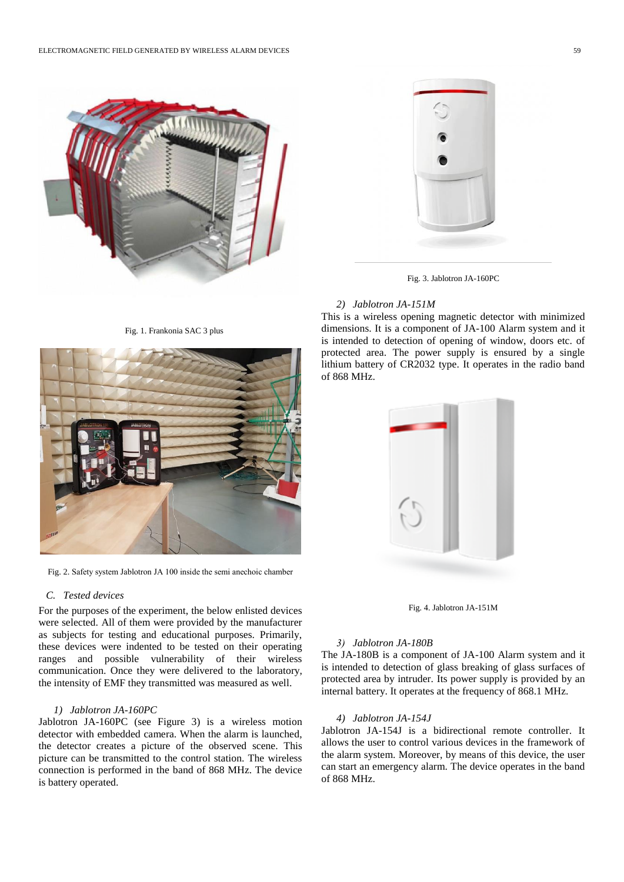Fig. 1. Frankonia SAC 3 plus

Fig. 2. Safety system Jablotron JA 100 inside the semi anechoic chamber

### C. *Tested devices*

For the purposes of the experiment, the below enlisted devices were selected. All of them were provided by the manufacturer as subjects for testing and educational purposes. Primarily, these devices were indented to be tested on their operating ranges and possible vulnerability of their wireless communication. Once they were delivered to the laboratory, the intensity of EMF they transmitted was measured as well.

#### 1) *Jablotron JA-160PC*

Jablotron JA-160PC (see Figure 3) is a wireless motion detector with embedded camera. When the alarm is launched, the detector creates a picture of the observed scene. This picture can be transmitted to the control station. The wireless connection is performed in the band of 868 MHz. The device is battery operated.

Fig. 3. Jablotron JA-160PC

#### 2) *Jablotron JA-151M*

This is a wireless opening magnetic detector with minimized dimensions. It is a component of JA-100 Alarm system and it is intended to detection of opening of window, doors etc. of protected area. The power supply is ensured by a single lithium battery of CR2032 type. It operates in the radio band of 868 MHz.

Fig. 4. Jablotron JA-151M

#### 3) *Jablotron JA-180B*

The JA-180B is a component of JA-100 Alarm system and it is intended to detection of glass breaking of glass surfaces of protected area by intruder. Its power supply is provided by an internal battery. It operates at the frequency of 868.1 MHz.

#### 4) *Jablotron JA-154J*

Jablotron JA-154J is a bidirectional remote controller. It allows the user to control various devices in the framework of the alarm system. Moreover, by means of this device, the user can start an emergency alarm. The device operates in the band of 868 MHz.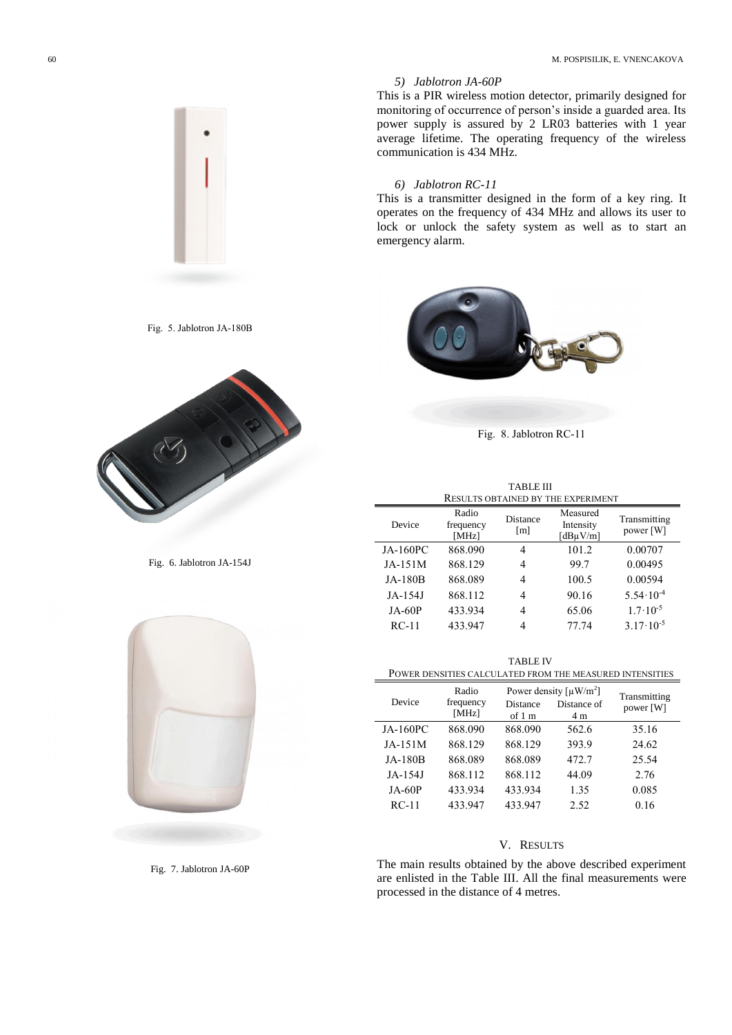Fig. 5. Jablotron JA-180B

Fig. 6. Jablotron JA-154J

Fig. 7. Jablotron JA-60P

### 5) *Jablotron JA-60P*

This is a PIR wireless motion detector, primarily designed for monitoring of occurrence of person's inside a guarded area. Its power supply is assured by 2 LR03 batteries with 1 year average lifetime. The operating frequency of the wireless communication is 434 MHz.

### 6) *Jablotron RC-11*

This is a transmitter designed in the form of a key ring. It operates on the frequency of 434 MHz and allows its user to lock or unlock the safety system as well as to start an emergency alarm.

Fig. 8. Jablotron RC-11

TABLE III
RESULTS OBTAINED BY THE EXPERIMENT

| Device | Radio frequency [MHz] | Distance [m] | Measured Intensity [dBμV/m] | Transmitting power [W] |
|---|---|---|---|---|
| JA-160PC | 868.090 | 4 | 101.2 | 0.00707 |
| JA-151M | 868.129 | 4 | 99.7 | 0.00495 |
| JA-180B | 868.089 | 4 | 100.5 | 0.00594 |
| JA-154J | 868.112 | 4 | 90.16 | $5.54\cdot10^{-4}$ |
| JA-60P | 433.934 | 4 | 65.06 | $1.7\cdot10^{-5}$ |
| RC-11 | 433.947 | 4 | 77.74 | $3.17\cdot10^{-5}$ |

TABLE IV
POWER DENSITIES CALCULATED FROM THE MEASURED INTENSITIES

| Device | Radio frequency [MHz] | Power density [μW/m²] | | Transmitting power [W] |
|---|---|---|---|---|
| | | Distance of 1 m | Distance of 4 m | |
| JA-160PC | 868.090 | 868.090 | 562.6 | 35.16 |
| JA-151M | 868.129 | 868.129 | 393.9 | 24.62 |
| JA-180B | 868.089 | 868.089 | 472.7 | 25.54 |
| JA-154J | 868.112 | 868.112 | 44.09 | 2.76 |
| JA-60P | 433.934 | 433.934 | 1.35 | 0.085 |
| RC-11 | 433.947 | 433.947 | 2.52 | 0.16 |

## V. RESULTS

The main results obtained by the above described experiment are enlisted in the Table III. All the final measurements were processed in the distance of 4 metres.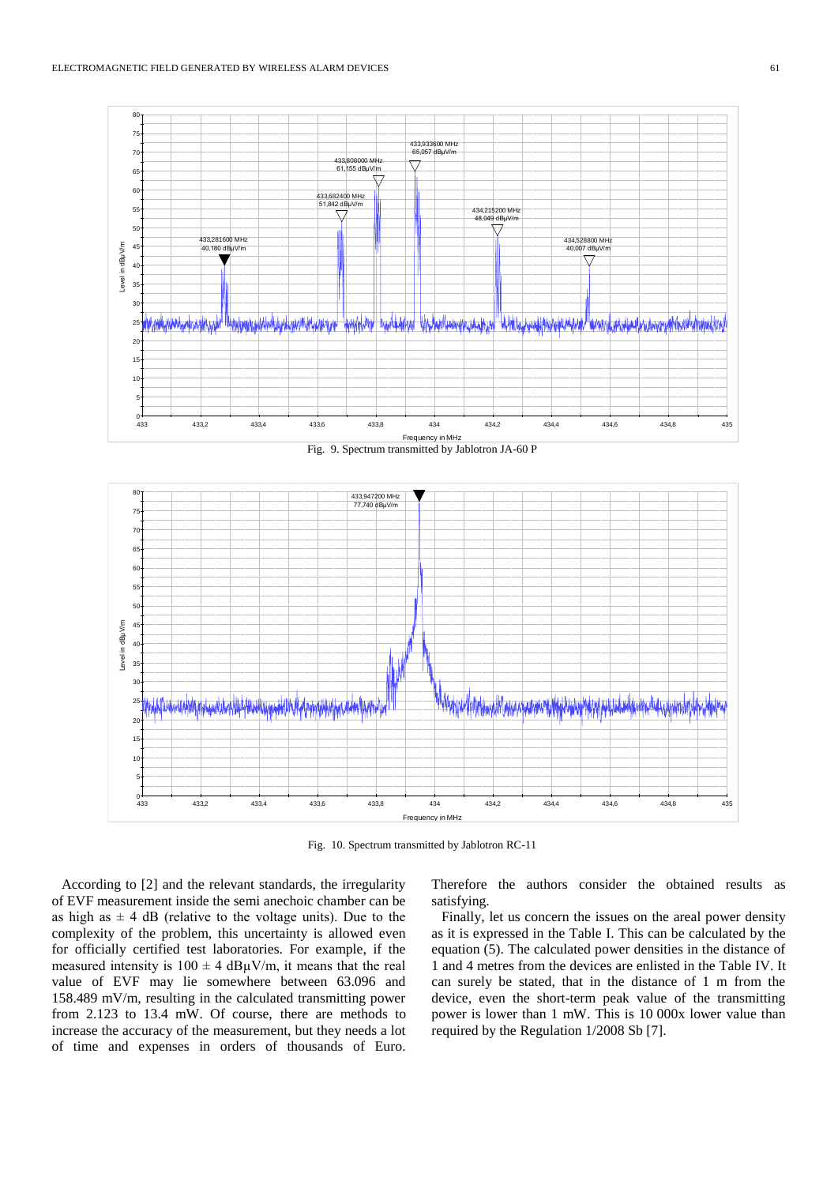Fig. 9. Spectrum transmitted by Jablotron JA-60 P

Fig. 10. Spectrum transmitted by Jablotron RC-11

According to [2] and the relevant standards, the irregularity of EVF measurement inside the semi anechoic chamber can be as high as ± 4 dB (relative to the voltage units). Due to the complexity of the problem, this uncertainty is allowed even for officially certified test laboratories. For example, if the measured intensity is 100 ± 4 dBμV/m, it means that the real value of EVF may lie somewhere between 63.096 and 158.489 mV/m, resulting in the calculated transmitting power from 2.123 to 13.4 mW. Of course, there are methods to increase the accuracy of the measurement, but they needs a lot of time and expenses in orders of thousands of Euro. Therefore the authors consider the obtained results as satisfying.

Finally, let us concern the issues on the areal power density as it is expressed in the Table I. This can be calculated by the equation (5). The calculated power densities in the distance of 1 and 4 metres from the devices are enlisted in the Table IV. It can surely be stated, that in the distance of 1 m from the device, even the short-term peak value of the transmitting power is lower than 1 mW. This is 10 000x lower value than required by the Regulation 1/2008 Sb [7].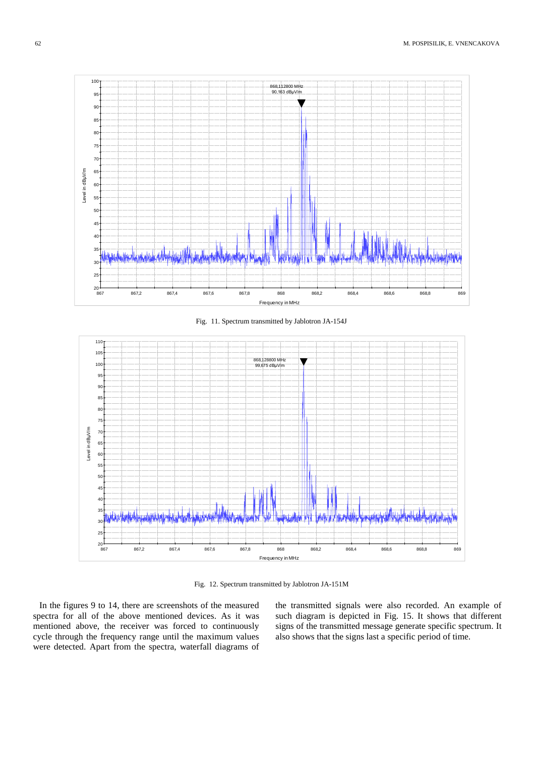Fig. 11. Spectrum transmitted by Jablotron JA-154J

Fig. 12. Spectrum transmitted by Jablotron JA-151M

In the figures 9 to 14, there are screenshots of the measured spectra for all of the above mentioned devices. As it was mentioned above, the receiver was forced to continuously cycle through the frequency range until the maximum values were detected. Apart from the spectra, waterfall diagrams of the transmitted signals were also recorded. An example of such diagram is depicted in Fig. 15. It shows that different signs of the transmitted message generate specific spectrum. It also shows that the signs last a specific period of time.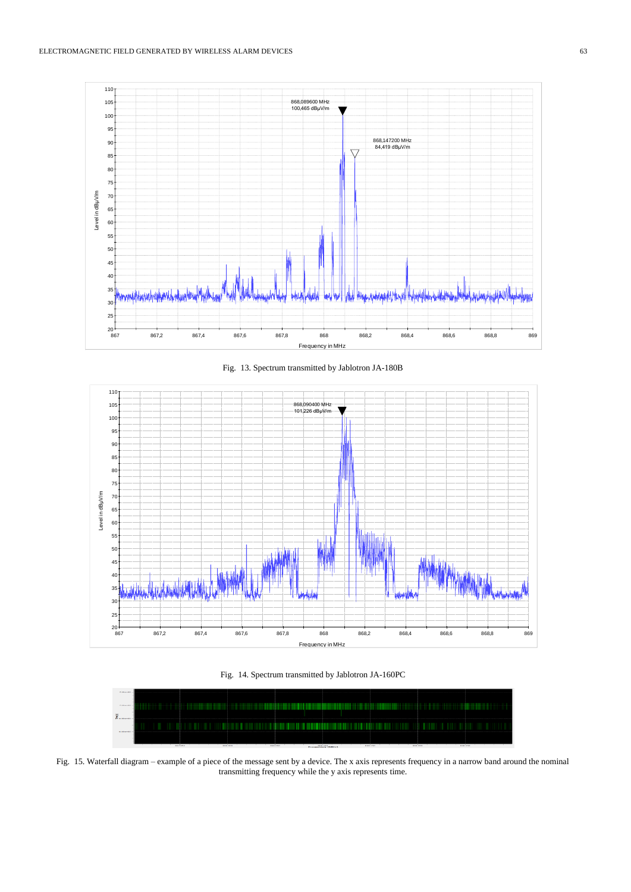Fig. 13. Spectrum transmitted by Jablotron JA-180B

Fig. 14. Spectrum transmitted by Jablotron JA-160PC

Fig. 15. Waterfall diagram – example of a piece of the message sent by a device. The x axis represents frequency in a narrow band around the nominal transmitting frequency while the y axis represents time.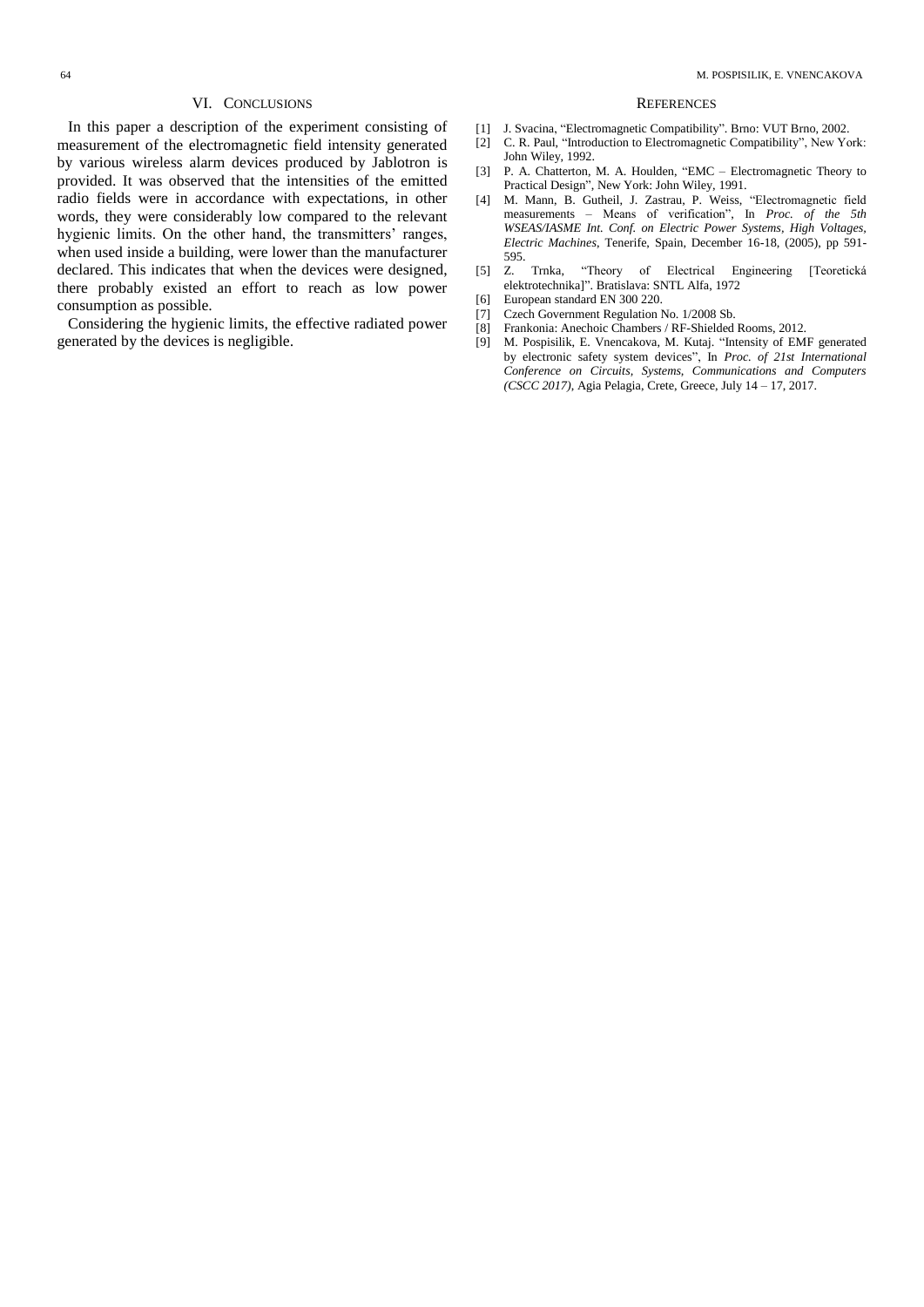## VI. Conclusions

In this paper a description of the experiment consisting of measurement of the electromagnetic field intensity generated by various wireless alarm devices produced by Jablotron is provided. It was observed that the intensities of the emitted radio fields were in accordance with expectations, in other words, they were considerably low compared to the relevant hygienic limits. On the other hand, the transmitters' ranges, when used inside a building, were lower than the manufacturer declared. This indicates that when the devices were designed, there probably existed an effort to reach as low power consumption as possible.

Considering the hygienic limits, the effective radiated power generated by the devices is negligible.

## References

[1] J. Svacina, "Electromagnetic Compatibility". Brno: VUT Brno, 2002.

[2] C. R. Paul, "Introduction to Electromagnetic Compatibility", New York: John Wiley, 1992.

[3] P. A. Chatterton, M. A. Houlden, "EMC – Electromagnetic Theory to Practical Design", New York: John Wiley, 1991.

[4] M. Mann, B. Gutheil, J. Zastrau, P. Weiss, "Electromagnetic field measurements – Means of verification", In *Proc. of the 5th WSEAS/IASME Int. Conf. on Electric Power Systems, High Voltages, Electric Machines*, Tenerife, Spain, December 16-18, (2005), pp 591-595.

[5] Z. Trnka, "Theory of Electrical Engineering [Teoretická elektrotechnika]". Bratislava: SNTL Alfa, 1972

[6] European standard EN 300 220.

[7] Czech Government Regulation No. 1/2008 Sb.

[8] Frankonia: Anechoic Chambers / RF-Shielded Rooms, 2012.

[9] M. Pospisilik, E. Vnencakova, M. Kutaj. "Intensity of EMF generated by electronic safety system devices", In *Proc. of 21st International Conference on Circuits, Systems, Communications and Computers (CSCC 2017)*, Agia Pelagia, Crete, Greece, July 14 – 17, 2017.